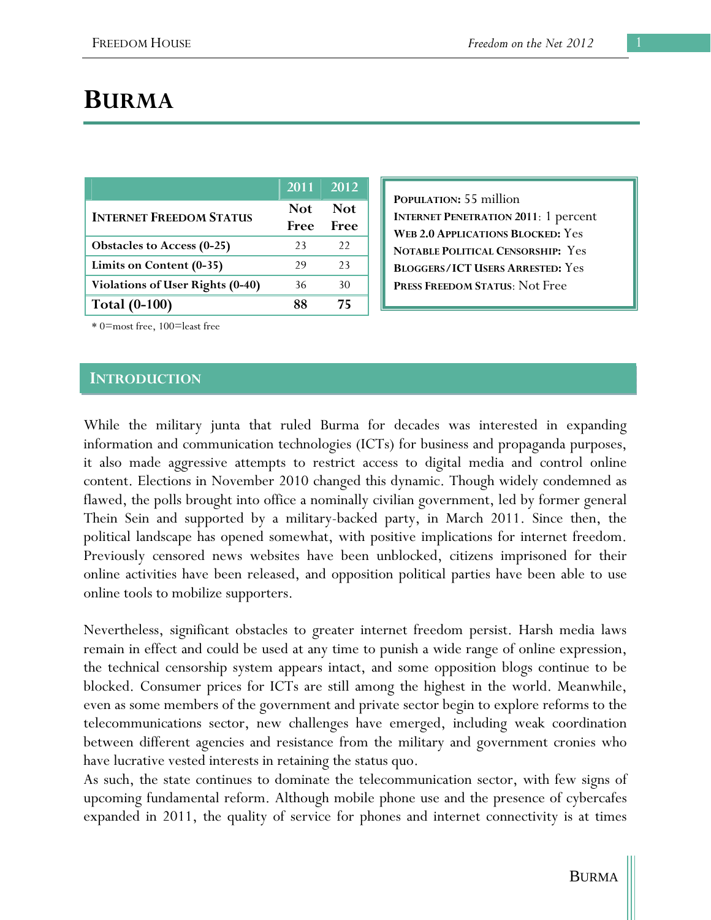# BURMA

| | 2011 | 2012 |
|---|---|---|
| **INTERNET FREEDOM STATUS** | **Not Free** | **Not Free** |
| **Obstacles to Access (0-25)** | 23 | 22 |
| **Limits on Content (0-35)** | 29 | 23 |
| **Violations of User Rights (0-40)** | 36 | 30 |
| **Total (0-100)** | **88** | **75** |

\* 0=most free, 100=least free

**POPULATION:** 55 million
**INTERNET PENETRATION 2011**: 1 percent
**WEB 2.0 APPLICATIONS BLOCKED:** Yes
**NOTABLE POLITICAL CENSORSHIP:** Yes
**BLOGGERS/ICT USERS ARRESTED:** Yes
**PRESS FREEDOM STATUS**: Not Free

## INTRODUCTION

While the military junta that ruled Burma for decades was interested in expanding information and communication technologies (ICTs) for business and propaganda purposes, it also made aggressive attempts to restrict access to digital media and control online content. Elections in November 2010 changed this dynamic. Though widely condemned as flawed, the polls brought into office a nominally civilian government, led by former general Thein Sein and supported by a military-backed party, in March 2011. Since then, the political landscape has opened somewhat, with positive implications for internet freedom. Previously censored news websites have been unblocked, citizens imprisoned for their online activities have been released, and opposition political parties have been able to use online tools to mobilize supporters.

Nevertheless, significant obstacles to greater internet freedom persist. Harsh media laws remain in effect and could be used at any time to punish a wide range of online expression, the technical censorship system appears intact, and some opposition blogs continue to be blocked. Consumer prices for ICTs are still among the highest in the world. Meanwhile, even as some members of the government and private sector begin to explore reforms to the telecommunications sector, new challenges have emerged, including weak coordination between different agencies and resistance from the military and government cronies who have lucrative vested interests in retaining the status quo.
As such, the state continues to dominate the telecommunication sector, with few signs of upcoming fundamental reform. Although mobile phone use and the presence of cybercafes expanded in 2011, the quality of service for phones and internet connectivity is at times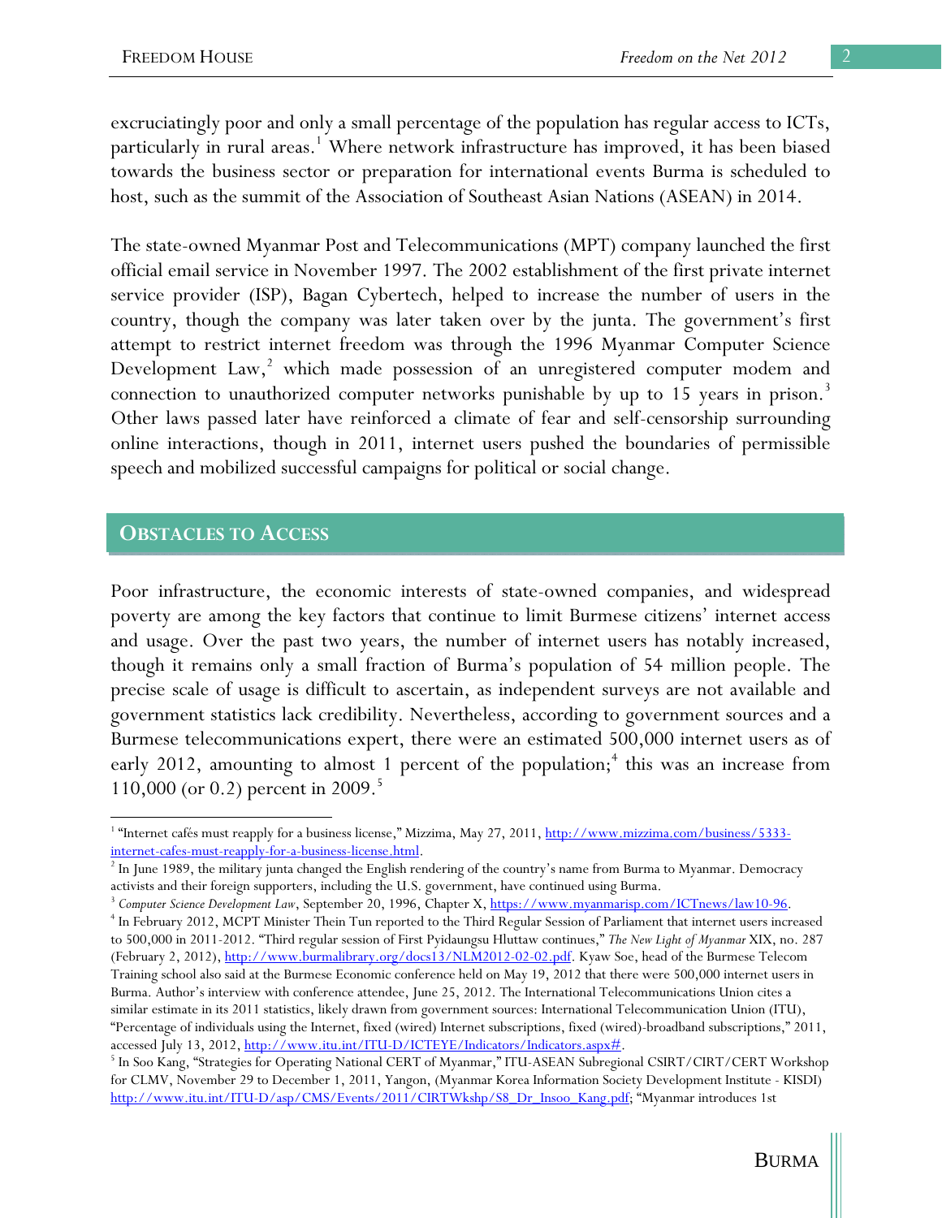excruciatingly poor and only a small percentage of the population has regular access to ICTs, particularly in rural areas.[1] Where network infrastructure has improved, it has been biased towards the business sector or preparation for international events Burma is scheduled to host, such as the summit of the Association of Southeast Asian Nations (ASEAN) in 2014.

The state-owned Myanmar Post and Telecommunications (MPT) company launched the first official email service in November 1997. The 2002 establishment of the first private internet service provider (ISP), Bagan Cybertech, helped to increase the number of users in the country, though the company was later taken over by the junta. The government's first attempt to restrict internet freedom was through the 1996 Myanmar Computer Science Development Law,[2] which made possession of an unregistered computer modem and connection to unauthorized computer networks punishable by up to 15 years in prison.[3] Other laws passed later have reinforced a climate of fear and self-censorship surrounding online interactions, though in 2011, internet users pushed the boundaries of permissible speech and mobilized successful campaigns for political or social change.

## Obstacles to Access

Poor infrastructure, the economic interests of state-owned companies, and widespread poverty are among the key factors that continue to limit Burmese citizens' internet access and usage. Over the past two years, the number of internet users has notably increased, though it remains only a small fraction of Burma's population of 54 million people. The precise scale of usage is difficult to ascertain, as independent surveys are not available and government statistics lack credibility. Nevertheless, according to government sources and a Burmese telecommunications expert, there were an estimated 500,000 internet users as of early 2012, amounting to almost 1 percent of the population;[4] this was an increase from 110,000 (or 0.2) percent in 2009.[5]

---

[1] "Internet cafés must reapply for a business license," Mizzima, May 27, 2011, http://www.mizzima.com/business/5333-internet-cafes-must-reapply-for-a-business-license.html.

[2] In June 1989, the military junta changed the English rendering of the country's name from Burma to Myanmar. Democracy activists and their foreign supporters, including the U.S. government, have continued using Burma.

[3] *Computer Science Development Law*, September 20, 1996, Chapter X, https://www.myanmarisp.com/ICTnews/law10-96.

[4] In February 2012, MCPT Minister Thein Tun reported to the Third Regular Session of Parliament that internet users increased to 500,000 in 2011-2012. "Third regular session of First Pyidaungsu Hluttaw continues," *The New Light of Myanmar* XIX, no. 287 (February 2, 2012), http://www.burmalibrary.org/docs13/NLM2012-02-02.pdf. Kyaw Soe, head of the Burmese Telecom Training school also said at the Burmese Economic conference held on May 19, 2012 that there were 500,000 internet users in Burma. Author's interview with conference attendee, June 25, 2012. The International Telecommunications Union cites a similar estimate in its 2011 statistics, likely drawn from government sources: International Telecommunication Union (ITU), "Percentage of individuals using the Internet, fixed (wired) Internet subscriptions, fixed (wired)-broadband subscriptions," 2011, accessed July 13, 2012, http://www.itu.int/ITU-D/ICTEYE/Indicators/Indicators.aspx#.

[5] In Soo Kang, "Strategies for Operating National CERT of Myanmar," ITU-ASEAN Subregional CSIRT/CIRT/CERT Workshop for CLMV, November 29 to December 1, 2011, Yangon, (Myanmar Korea Information Society Development Institute - KISDI) http://www.itu.int/ITU-D/asp/CMS/Events/2011/CIRTWkshp/S8_Dr_Insoo_Kang.pdf; "Myanmar introduces 1st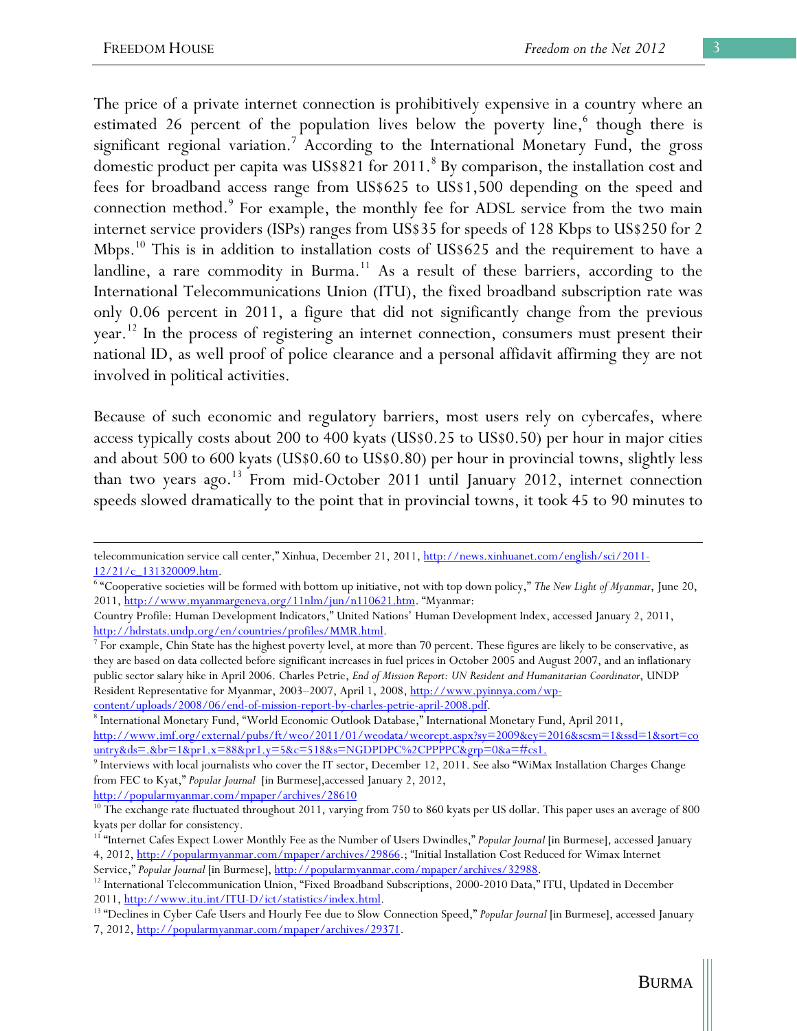The price of a private internet connection is prohibitively expensive in a country where an estimated 26 percent of the population lives below the poverty line,[6] though there is significant regional variation.[7] According to the International Monetary Fund, the gross domestic product per capita was US$821 for 2011.[8] By comparison, the installation cost and fees for broadband access range from US$625 to US$1,500 depending on the speed and connection method.[9] For example, the monthly fee for ADSL service from the two main internet service providers (ISPs) ranges from US$35 for speeds of 128 Kbps to US$250 for 2 Mbps.[10] This is in addition to installation costs of US$625 and the requirement to have a landline, a rare commodity in Burma.[11] As a result of these barriers, according to the International Telecommunications Union (ITU), the fixed broadband subscription rate was only 0.06 percent in 2011, a figure that did not significantly change from the previous year.[12] In the process of registering an internet connection, consumers must present their national ID, as well proof of police clearance and a personal affidavit affirming they are not involved in political activities.

Because of such economic and regulatory barriers, most users rely on cybercafes, where access typically costs about 200 to 400 kyats (US$0.25 to US$0.50) per hour in major cities and about 500 to 600 kyats (US$0.60 to US$0.80) per hour in provincial towns, slightly less than two years ago.[13] From mid-October 2011 until January 2012, internet connection speeds slowed dramatically to the point that in provincial towns, it took 45 to 90 minutes to

---

telecommunication service call center," Xinhua, December 21, 2011, http://news.xinhuanet.com/english/sci/2011-12/21/c_131320009.htm.

[6] "Cooperative societies will be formed with bottom up initiative, not with top down policy," *The New Light of Myanmar*, June 20, 2011, http://www.myanmargeneva.org/11nlm/jun/n110621.htm. "Myanmar: Country Profile: Human Development Indicators," United Nations' Human Development Index, accessed January 2, 2011, http://hdrstats.undp.org/en/countries/profiles/MMR.html.

[7] For example, Chin State has the highest poverty level, at more than 70 percent. These figures are likely to be conservative, as they are based on data collected before significant increases in fuel prices in October 2005 and August 2007, and an inflationary public sector salary hike in April 2006. Charles Petrie, *End of Mission Report: UN Resident and Humanitarian Coordinator*, UNDP Resident Representative for Myanmar, 2003–2007, April 1, 2008, http://www.pyinnya.com/wp-content/uploads/2008/06/end-of-mission-report-by-charles-petrie-april-2008.pdf.

[8] International Monetary Fund, "World Economic Outlook Database," International Monetary Fund, April 2011, http://www.imf.org/external/pubs/ft/weo/2011/01/weodata/weorept.aspx?sy=2009&ey=2016&scsm=1&ssd=1&sort=country&ds=.&br=1&pr1.x=88&pr1.y=5&c=518&s=NGDPDPC%2CPPPPC&grp=0&a=#cs1.

[9] Interviews with local journalists who cover the IT sector, December 12, 2011. See also "WiMax Installation Charges Change from FEC to Kyat," *Popular Journal* [in Burmese],accessed January 2, 2012, http://popularmyanmar.com/mpaper/archives/28610

[10] The exchange rate fluctuated throughout 2011, varying from 750 to 860 kyats per US dollar. This paper uses an average of 800 kyats per dollar for consistency.

[11] "Internet Cafes Expect Lower Monthly Fee as the Number of Users Dwindles," *Popular Journal* [in Burmese], accessed January 4, 2012, http://popularmyanmar.com/mpaper/archives/29866.; "Initial Installation Cost Reduced for Wimax Internet Service," *Popular Journal* [in Burmese], http://popularmyanmar.com/mpaper/archives/32988.

[12] International Telecommunication Union, "Fixed Broadband Subscriptions, 2000-2010 Data," ITU, Updated in December 2011, http://www.itu.int/ITU-D/ict/statistics/index.html.

[13] "Declines in Cyber Cafe Users and Hourly Fee due to Slow Connection Speed," *Popular Journal* [in Burmese], accessed January 7, 2012, http://popularmyanmar.com/mpaper/archives/29371.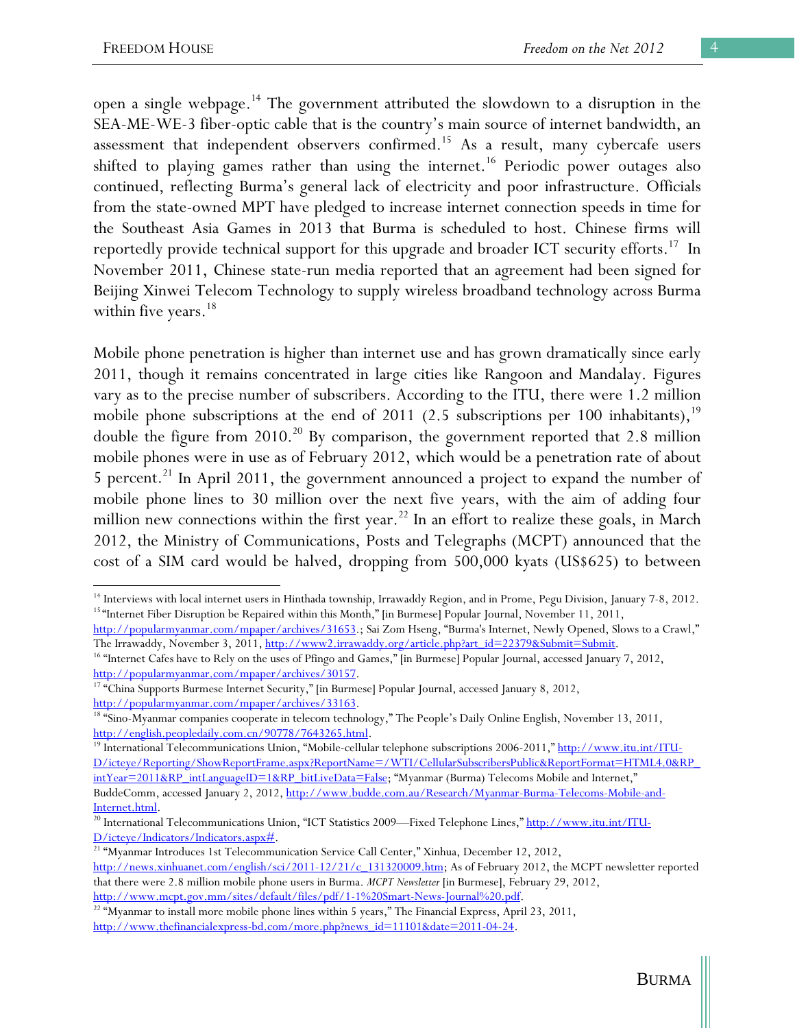open a single webpage.[14] The government attributed the slowdown to a disruption in the SEA-ME-WE-3 fiber-optic cable that is the country's main source of internet bandwidth, an assessment that independent observers confirmed.[15] As a result, many cybercafe users shifted to playing games rather than using the internet.[16] Periodic power outages also continued, reflecting Burma's general lack of electricity and poor infrastructure. Officials from the state-owned MPT have pledged to increase internet connection speeds in time for the Southeast Asia Games in 2013 that Burma is scheduled to host. Chinese firms will reportedly provide technical support for this upgrade and broader ICT security efforts.[17] In November 2011, Chinese state-run media reported that an agreement had been signed for Beijing Xinwei Telecom Technology to supply wireless broadband technology across Burma within five years.[18]

Mobile phone penetration is higher than internet use and has grown dramatically since early 2011, though it remains concentrated in large cities like Rangoon and Mandalay. Figures vary as to the precise number of subscribers. According to the ITU, there were 1.2 million mobile phone subscriptions at the end of 2011 (2.5 subscriptions per 100 inhabitants),[19] double the figure from 2010.[20] By comparison, the government reported that 2.8 million mobile phones were in use as of February 2012, which would be a penetration rate of about 5 percent.[21] In April 2011, the government announced a project to expand the number of mobile phone lines to 30 million over the next five years, with the aim of adding four million new connections within the first year.[22] In an effort to realize these goals, in March 2012, the Ministry of Communications, Posts and Telegraphs (MCPT) announced that the cost of a SIM card would be halved, dropping from 500,000 kyats (US$625) to between

---

[14] Interviews with local internet users in Hinthada township, Irrawaddy Region, and in Prome, Pegu Division, January 7-8, 2012.

[15] "Internet Fiber Disruption be Repaired within this Month," [in Burmese] Popular Journal, November 11, 2011, http://popularmyanmar.com/mpaper/archives/31653.; Sai Zom Hseng, "Burma's Internet, Newly Opened, Slows to a Crawl," The Irrawaddy, November 3, 2011, http://www2.irrawaddy.org/article.php?art_id=22379&Submit=Submit.

[16] "Internet Cafes have to Rely on the uses of Pfingo and Games," [in Burmese] Popular Journal, accessed January 7, 2012, http://popularmyanmar.com/mpaper/archives/30157.

[17] "China Supports Burmese Internet Security," [in Burmese] Popular Journal, accessed January 8, 2012, http://popularmyanmar.com/mpaper/archives/33163.

[18] "Sino-Myanmar companies cooperate in telecom technology," The People's Daily Online English, November 13, 2011, http://english.peopledaily.com.cn/90778/7643265.html.

[19] International Telecommunications Union, "Mobile-cellular telephone subscriptions 2006-2011," http://www.itu.int/ITU-D/icteye/Reporting/ShowReportFrame.aspx?ReportName=/WTI/CellularSubscribersPublic&ReportFormat=HTML4.0&RP_intYear=2011&RP_intLanguageID=1&RP_bitLiveData=False; "Myanmar (Burma) Telecoms Mobile and Internet," BuddeComm, accessed January 2, 2012, http://www.budde.com.au/Research/Myanmar-Burma-Telecoms-Mobile-and-Internet.html.

[20] International Telecommunications Union, "ICT Statistics 2009—Fixed Telephone Lines," http://www.itu.int/ITU-D/icteye/Indicators/Indicators.aspx#.

[21] "Myanmar Introduces 1st Telecommunication Service Call Center," Xinhua, December 12, 2012, http://news.xinhuanet.com/english/sci/2011-12/21/c_131320009.htm; As of February 2012, the MCPT newsletter reported that there were 2.8 million mobile phone users in Burma. *MCPT Newsletter* [in Burmese], February 29, 2012, http://www.mcpt.gov.mm/sites/default/files/pdf/1-1%20Smart-News-Journal%20.pdf.

[22] "Myanmar to install more mobile phone lines within 5 years," The Financial Express, April 23, 2011, http://www.thefinancialexpress-bd.com/more.php?news_id=11101&date=2011-04-24.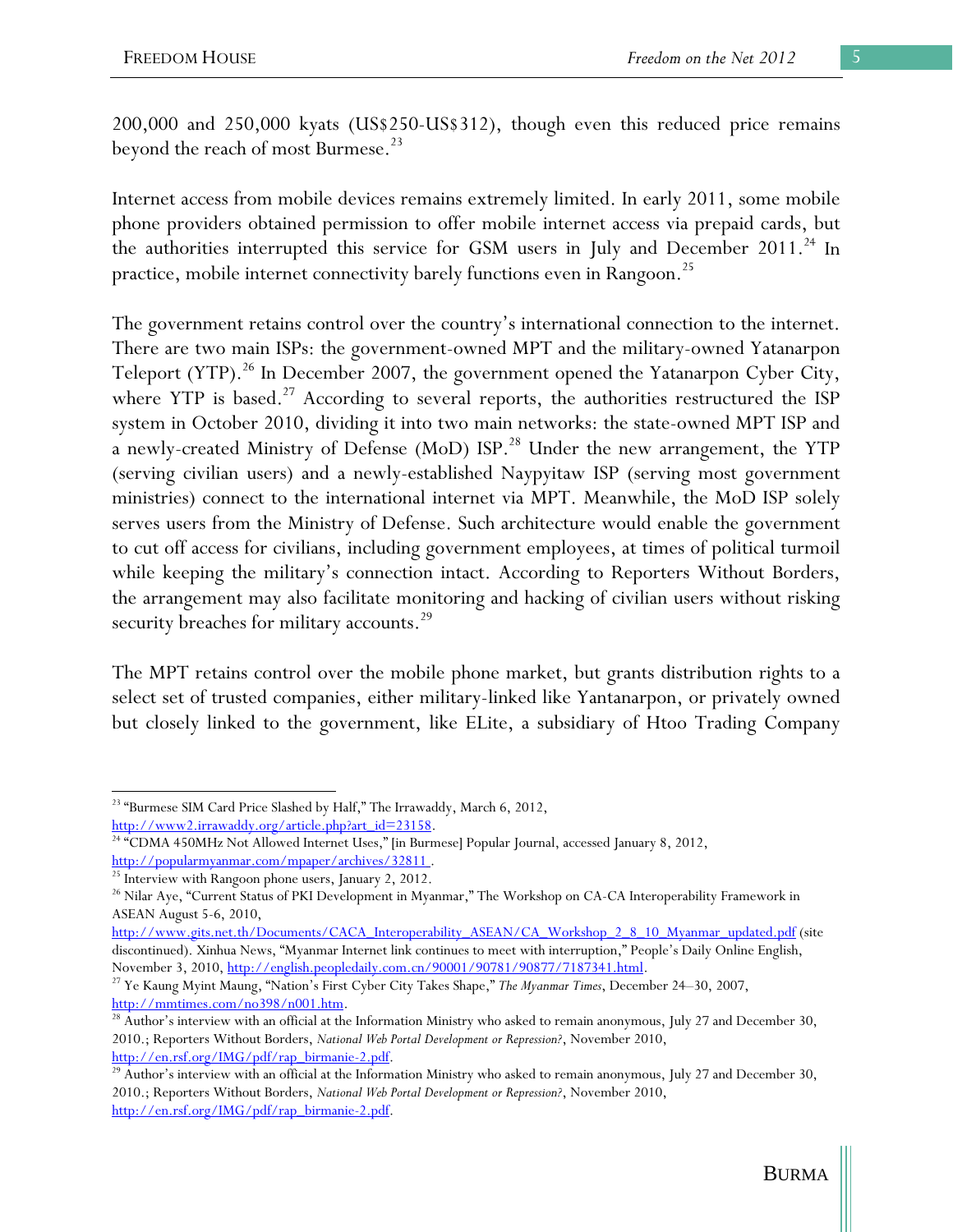200,000 and 250,000 kyats (US$250-US$312), though even this reduced price remains beyond the reach of most Burmese.[23]

Internet access from mobile devices remains extremely limited. In early 2011, some mobile phone providers obtained permission to offer mobile internet access via prepaid cards, but the authorities interrupted this service for GSM users in July and December 2011.[24] In practice, mobile internet connectivity barely functions even in Rangoon.[25]

The government retains control over the country's international connection to the internet. There are two main ISPs: the government-owned MPT and the military-owned Yatanarpon Teleport (YTP).[26] In December 2007, the government opened the Yatanarpon Cyber City, where YTP is based.[27] According to several reports, the authorities restructured the ISP system in October 2010, dividing it into two main networks: the state-owned MPT ISP and a newly-created Ministry of Defense (MoD) ISP.[28] Under the new arrangement, the YTP (serving civilian users) and a newly-established Naypyitaw ISP (serving most government ministries) connect to the international internet via MPT. Meanwhile, the MoD ISP solely serves users from the Ministry of Defense. Such architecture would enable the government to cut off access for civilians, including government employees, at times of political turmoil while keeping the military's connection intact. According to Reporters Without Borders, the arrangement may also facilitate monitoring and hacking of civilian users without risking security breaches for military accounts.[29]

The MPT retains control over the mobile phone market, but grants distribution rights to a select set of trusted companies, either military-linked like Yantanarpon, or privately owned but closely linked to the government, like ELite, a subsidiary of Htoo Trading Company

---

[23] "Burmese SIM Card Price Slashed by Half," The Irrawaddy, March 6, 2012, http://www2.irrawaddy.org/article.php?art_id=23158.

[24] "CDMA 450MHz Not Allowed Internet Uses," [in Burmese] Popular Journal, accessed January 8, 2012, http://popularmyanmar.com/mpaper/archives/32811 .

[25] Interview with Rangoon phone users, January 2, 2012.

[26] Nilar Aye, "Current Status of PKI Development in Myanmar," The Workshop on CA-CA Interoperability Framework in ASEAN August 5-6, 2010, http://www.gits.net.th/Documents/CACA_Interoperability_ASEAN/CA_Workshop_2_8_10_Myanmar_updated.pdf (site discontinued). Xinhua News, "Myanmar Internet link continues to meet with interruption," People's Daily Online English, November 3, 2010, http://english.peopledaily.com.cn/90001/90781/90877/7187341.html.

[27] Ye Kaung Myint Maung, "Nation's First Cyber City Takes Shape," *The Myanmar Times*, December 24–30, 2007, http://mmtimes.com/no398/n001.htm.

[28] Author's interview with an official at the Information Ministry who asked to remain anonymous, July 27 and December 30, 2010.; Reporters Without Borders, *National Web Portal Development or Repression?*, November 2010, http://en.rsf.org/IMG/pdf/rap_birmanie-2.pdf.

[29] Author's interview with an official at the Information Ministry who asked to remain anonymous, July 27 and December 30, 2010.; Reporters Without Borders, *National Web Portal Development or Repression?*, November 2010, http://en.rsf.org/IMG/pdf/rap_birmanie-2.pdf.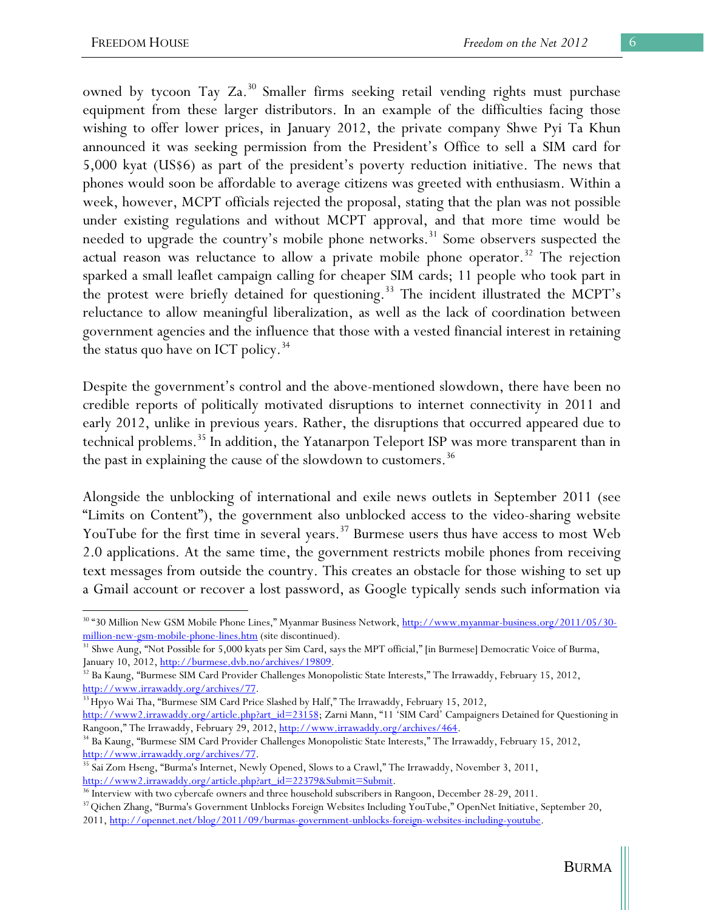owned by tycoon Tay Za.[30] Smaller firms seeking retail vending rights must purchase equipment from these larger distributors. In an example of the difficulties facing those wishing to offer lower prices, in January 2012, the private company Shwe Pyi Ta Khun announced it was seeking permission from the President's Office to sell a SIM card for 5,000 kyat (US$6) as part of the president's poverty reduction initiative. The news that phones would soon be affordable to average citizens was greeted with enthusiasm. Within a week, however, MCPT officials rejected the proposal, stating that the plan was not possible under existing regulations and without MCPT approval, and that more time would be needed to upgrade the country's mobile phone networks.[31] Some observers suspected the actual reason was reluctance to allow a private mobile phone operator.[32] The rejection sparked a small leaflet campaign calling for cheaper SIM cards; 11 people who took part in the protest were briefly detained for questioning.[33] The incident illustrated the MCPT's reluctance to allow meaningful liberalization, as well as the lack of coordination between government agencies and the influence that those with a vested financial interest in retaining the status quo have on ICT policy.[34]

Despite the government's control and the above-mentioned slowdown, there have been no credible reports of politically motivated disruptions to internet connectivity in 2011 and early 2012, unlike in previous years. Rather, the disruptions that occurred appeared due to technical problems.[35] In addition, the Yatanarpon Teleport ISP was more transparent than in the past in explaining the cause of the slowdown to customers.[36]

Alongside the unblocking of international and exile news outlets in September 2011 (see "Limits on Content"), the government also unblocked access to the video-sharing website YouTube for the first time in several years.[37] Burmese users thus have access to most Web 2.0 applications. At the same time, the government restricts mobile phones from receiving text messages from outside the country. This creates an obstacle for those wishing to set up a Gmail account or recover a lost password, as Google typically sends such information via

---

[30] "30 Million New GSM Mobile Phone Lines," Myanmar Business Network, http://www.myanmar-business.org/2011/05/30-million-new-gsm-mobile-phone-lines.htm (site discontinued).

[31] Shwe Aung, "Not Possible for 5,000 kyats per Sim Card, says the MPT official," [in Burmese] Democratic Voice of Burma, January 10, 2012, http://burmese.dvb.no/archives/19809.

[32] Ba Kaung, "Burmese SIM Card Provider Challenges Monopolistic State Interests," The Irrawaddy, February 15, 2012, http://www.irrawaddy.org/archives/77.

[33] Hpyo Wai Tha, "Burmese SIM Card Price Slashed by Half," The Irrawaddy, February 15, 2012, http://www2.irrawaddy.org/article.php?art_id=23158; Zarni Mann, "11 'SIM Card' Campaigners Detained for Questioning in Rangoon," The Irrawaddy, February 29, 2012, http://www.irrawaddy.org/archives/464.

[34] Ba Kaung, "Burmese SIM Card Provider Challenges Monopolistic State Interests," The Irrawaddy, February 15, 2012, http://www.irrawaddy.org/archives/77.

[35] Sai Zom Hseng, "Burma's Internet, Newly Opened, Slows to a Crawl," The Irrawaddy, November 3, 2011, http://www2.irrawaddy.org/article.php?art_id=22379&Submit=Submit.

[36] Interview with two cybercafe owners and three household subscribers in Rangoon, December 28-29, 2011.

[37] Qichen Zhang, "Burma's Government Unblocks Foreign Websites Including YouTube," OpenNet Initiative, September 20, 2011, http://opennet.net/blog/2011/09/burmas-government-unblocks-foreign-websites-including-youtube.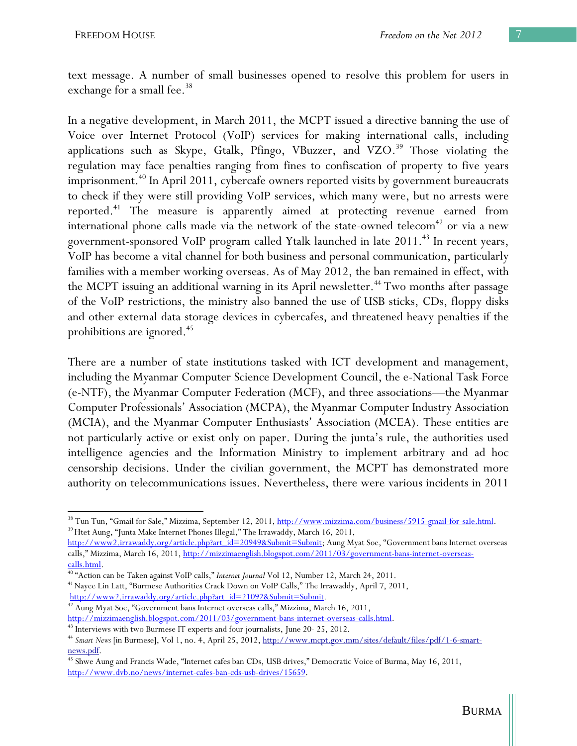text message. A number of small businesses opened to resolve this problem for users in exchange for a small fee.[38]

In a negative development, in March 2011, the MCPT issued a directive banning the use of Voice over Internet Protocol (VoIP) services for making international calls, including applications such as Skype, Gtalk, Pfingo, VBuzzer, and VZO.[39] Those violating the regulation may face penalties ranging from fines to confiscation of property to five years imprisonment.[40] In April 2011, cybercafe owners reported visits by government bureaucrats to check if they were still providing VoIP services, which many were, but no arrests were reported.[41] The measure is apparently aimed at protecting revenue earned from international phone calls made via the network of the state-owned telecom[42] or via a new government-sponsored VoIP program called Ytalk launched in late 2011.[43] In recent years, VoIP has become a vital channel for both business and personal communication, particularly families with a member working overseas. As of May 2012, the ban remained in effect, with the MCPT issuing an additional warning in its April newsletter.[44] Two months after passage of the VoIP restrictions, the ministry also banned the use of USB sticks, CDs, floppy disks and other external data storage devices in cybercafes, and threatened heavy penalties if the prohibitions are ignored.[45]

There are a number of state institutions tasked with ICT development and management, including the Myanmar Computer Science Development Council, the e-National Task Force (e-NTF), the Myanmar Computer Federation (MCF), and three associations—the Myanmar Computer Professionals' Association (MCPA), the Myanmar Computer Industry Association (MCIA), and the Myanmar Computer Enthusiasts' Association (MCEA). These entities are not particularly active or exist only on paper. During the junta's rule, the authorities used intelligence agencies and the Information Ministry to implement arbitrary and ad hoc censorship decisions. Under the civilian government, the MCPT has demonstrated more authority on telecommunications issues. Nevertheless, there were various incidents in 2011

---

[38] Tun Tun, "Gmail for Sale," Mizzima, September 12, 2011, http://www.mizzima.com/business/5915-gmail-for-sale.html.

[39] Htet Aung, "Junta Make Internet Phones Illegal," The Irrawaddy, March 16, 2011, http://www2.irrawaddy.org/article.php?art_id=20949&Submit=Submit; Aung Myat Soe, "Government bans Internet overseas calls," Mizzima, March 16, 2011, http://mizzimaenglish.blogspot.com/2011/03/government-bans-internet-overseas-calls.html.

[40] "Action can be Taken against VoIP calls," *Internet Journal* Vol 12, Number 12, March 24, 2011.

[41] Nayee Lin Latt, "Burmese Authorities Crack Down on VoIP Calls," The Irrawaddy, April 7, 2011, http://www2.irrawaddy.org/article.php?art_id=21092&Submit=Submit.

[42] Aung Myat Soe, "Government bans Internet overseas calls," Mizzima, March 16, 2011, http://mizzimaenglish.blogspot.com/2011/03/government-bans-internet-overseas-calls.html.

[43] Interviews with two Burmese IT experts and four journalists, June 20- 25, 2012.

[44] *Smart News* [in Burmese], Vol 1, no. 4, April 25, 2012, http://www.mcpt.gov.mm/sites/default/files/pdf/1-6-smart-news.pdf.

[45] Shwe Aung and Francis Wade, "Internet cafes ban CDs, USB drives," Democratic Voice of Burma, May 16, 2011, http://www.dvb.no/news/internet-cafes-ban-cds-usb-drives/15659.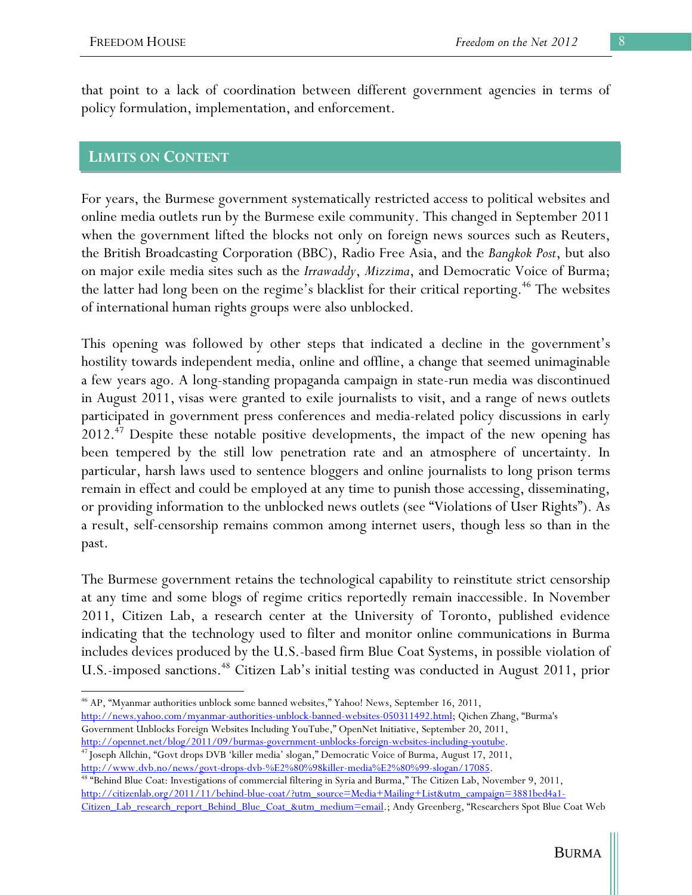that point to a lack of coordination between different government agencies in terms of policy formulation, implementation, and enforcement.

## LIMITS ON CONTENT

For years, the Burmese government systematically restricted access to political websites and online media outlets run by the Burmese exile community. This changed in September 2011 when the government lifted the blocks not only on foreign news sources such as Reuters, the British Broadcasting Corporation (BBC), Radio Free Asia, and the *Bangkok Post*, but also on major exile media sites such as the *Irrawaddy*, *Mizzima*, and Democratic Voice of Burma; the latter had long been on the regime's blacklist for their critical reporting.[46] The websites of international human rights groups were also unblocked.

This opening was followed by other steps that indicated a decline in the government's hostility towards independent media, online and offline, a change that seemed unimaginable a few years ago. A long-standing propaganda campaign in state-run media was discontinued in August 2011, visas were granted to exile journalists to visit, and a range of news outlets participated in government press conferences and media-related policy discussions in early 2012.[47] Despite these notable positive developments, the impact of the new opening has been tempered by the still low penetration rate and an atmosphere of uncertainty. In particular, harsh laws used to sentence bloggers and online journalists to long prison terms remain in effect and could be employed at any time to punish those accessing, disseminating, or providing information to the unblocked news outlets (see "Violations of User Rights"). As a result, self-censorship remains common among internet users, though less so than in the past.

The Burmese government retains the technological capability to reinstitute strict censorship at any time and some blogs of regime critics reportedly remain inaccessible. In November 2011, Citizen Lab, a research center at the University of Toronto, published evidence indicating that the technology used to filter and monitor online communications in Burma includes devices produced by the U.S.-based firm Blue Coat Systems, in possible violation of U.S.-imposed sanctions.[48] Citizen Lab's initial testing was conducted in August 2011, prior

---

[46] AP, "Myanmar authorities unblock some banned websites," Yahoo! News, September 16, 2011, http://news.yahoo.com/myanmar-authorities-unblock-banned-websites-050311492.html; Qichen Zhang, "Burma's Government Unblocks Foreign Websites Including YouTube," OpenNet Initiative, September 20, 2011, http://opennet.net/blog/2011/09/burmas-government-unblocks-foreign-websites-including-youtube.

[47] Joseph Allchin, "Govt drops DVB 'killer media' slogan," Democratic Voice of Burma, August 17, 2011, http://www.dvb.no/news/govt-drops-dvb-%E2%80%98killer-media%E2%80%99-slogan/17085.

[48] "Behind Blue Coat: Investigations of commercial filtering in Syria and Burma," The Citizen Lab, November 9, 2011, http://citizenlab.org/2011/11/behind-blue-coat/?utm_source=Media+Mailing+List&utm_campaign=3881bed4a1-Citizen_Lab_research_report_Behind_Blue_Coat_&utm_medium=email.; Andy Greenberg, "Researchers Spot Blue Coat Web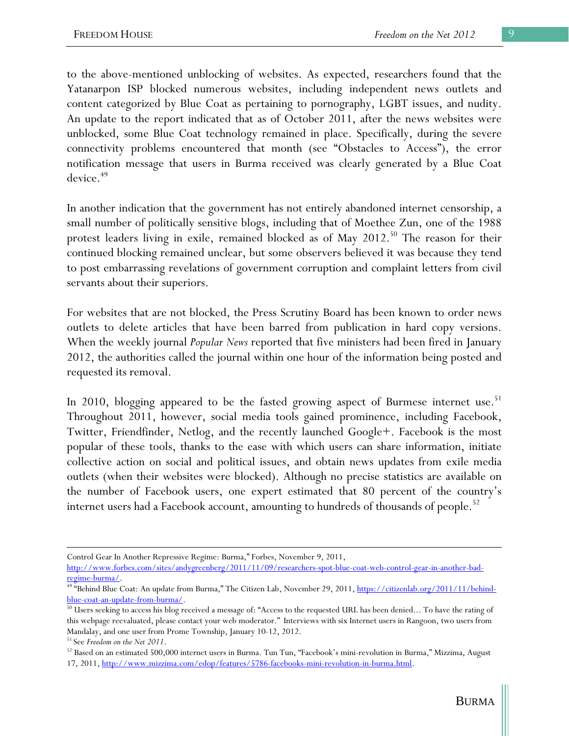to the above-mentioned unblocking of websites. As expected, researchers found that the Yatanarpon ISP blocked numerous websites, including independent news outlets and content categorized by Blue Coat as pertaining to pornography, LGBT issues, and nudity. An update to the report indicated that as of October 2011, after the news websites were unblocked, some Blue Coat technology remained in place. Specifically, during the severe connectivity problems encountered that month (see "Obstacles to Access"), the error notification message that users in Burma received was clearly generated by a Blue Coat device.[49]

In another indication that the government has not entirely abandoned internet censorship, a small number of politically sensitive blogs, including that of Moethee Zun, one of the 1988 protest leaders living in exile, remained blocked as of May 2012.[50] The reason for their continued blocking remained unclear, but some observers believed it was because they tend to post embarrassing revelations of government corruption and complaint letters from civil servants about their superiors.

For websites that are not blocked, the Press Scrutiny Board has been known to order news outlets to delete articles that have been barred from publication in hard copy versions. When the weekly journal *Popular News* reported that five ministers had been fired in January 2012, the authorities called the journal within one hour of the information being posted and requested its removal.

In 2010, blogging appeared to be the fasted growing aspect of Burmese internet use.[51] Throughout 2011, however, social media tools gained prominence, including Facebook, Twitter, Friendfinder, Netlog, and the recently launched Google+. Facebook is the most popular of these tools, thanks to the ease with which users can share information, initiate collective action on social and political issues, and obtain news updates from exile media outlets (when their websites were blocked). Although no precise statistics are available on the number of Facebook users, one expert estimated that 80 percent of the country's internet users had a Facebook account, amounting to hundreds of thousands of people.[52]

---

Control Gear In Another Repressive Regime: Burma," Forbes, November 9, 2011, http://www.forbes.com/sites/andygreenberg/2011/11/09/researchers-spot-blue-coat-web-control-gear-in-another-bad-regime-burma/.

[49] "Behind Blue Coat: An update from Burma," The Citizen Lab, November 29, 2011, https://citizenlab.org/2011/11/behind-blue-coat-an-update-from-burma/.

[50] Users seeking to access his blog received a message of: "Access to the requested URL has been denied… To have the rating of this webpage reevaluated, please contact your web moderator." Interviews with six Internet users in Rangoon, two users from Mandalay, and one user from Prome Township, January 10-12, 2012.

[51] See *Freedom on the Net 2011*.

[52] Based on an estimated 500,000 internet users in Burma. Tun Tun, "Facebook's mini-revolution in Burma," Mizzima, August 17, 2011, http://www.mizzima.com/edop/features/5786-facebooks-mini-revolution-in-burma.html.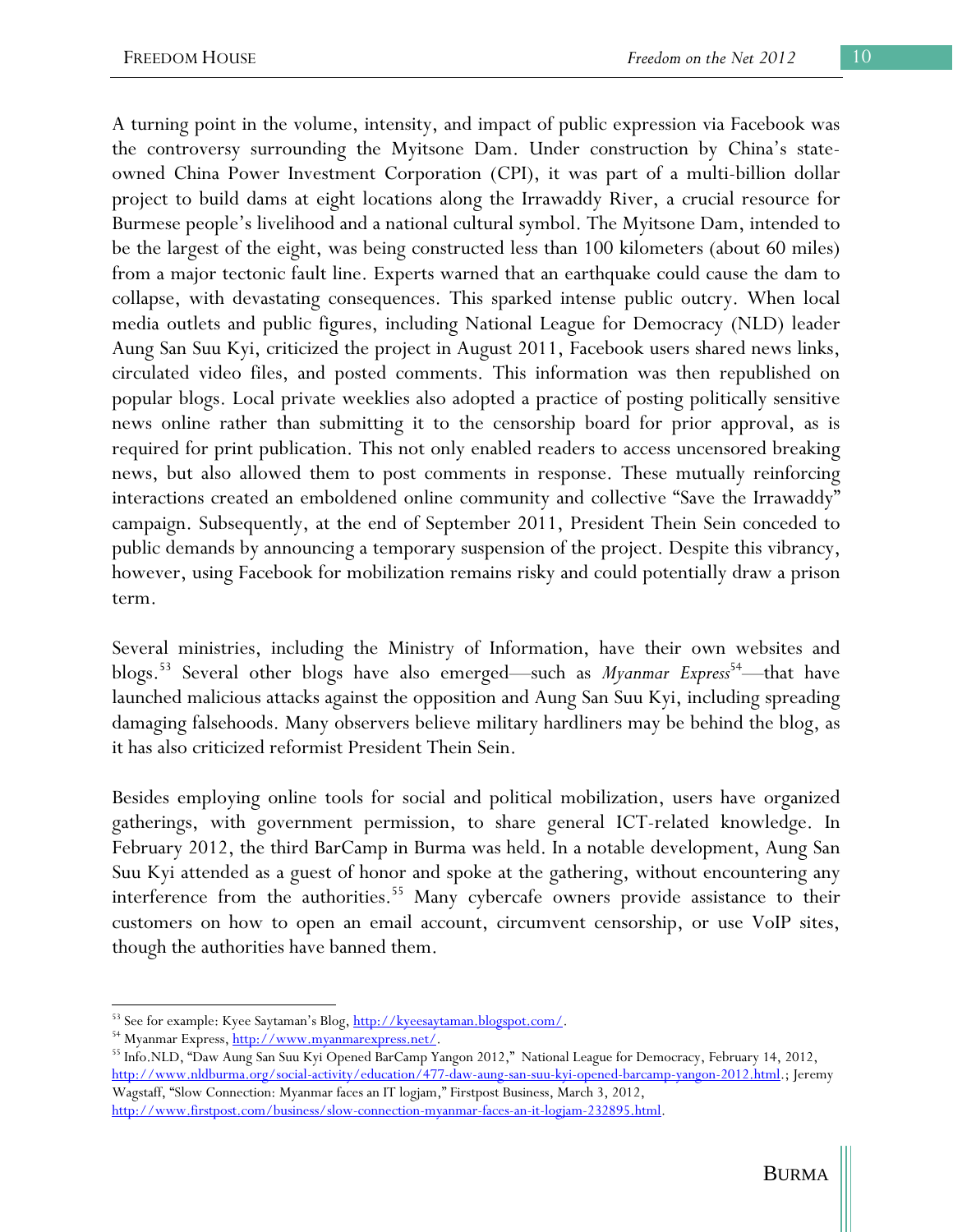A turning point in the volume, intensity, and impact of public expression via Facebook was the controversy surrounding the Myitsone Dam. Under construction by China's state-owned China Power Investment Corporation (CPI), it was part of a multi-billion dollar project to build dams at eight locations along the Irrawaddy River, a crucial resource for Burmese people's livelihood and a national cultural symbol. The Myitsone Dam, intended to be the largest of the eight, was being constructed less than 100 kilometers (about 60 miles) from a major tectonic fault line. Experts warned that an earthquake could cause the dam to collapse, with devastating consequences. This sparked intense public outcry. When local media outlets and public figures, including National League for Democracy (NLD) leader Aung San Suu Kyi, criticized the project in August 2011, Facebook users shared news links, circulated video files, and posted comments. This information was then republished on popular blogs. Local private weeklies also adopted a practice of posting politically sensitive news online rather than submitting it to the censorship board for prior approval, as is required for print publication. This not only enabled readers to access uncensored breaking news, but also allowed them to post comments in response. These mutually reinforcing interactions created an emboldened online community and collective "Save the Irrawaddy" campaign. Subsequently, at the end of September 2011, President Thein Sein conceded to public demands by announcing a temporary suspension of the project. Despite this vibrancy, however, using Facebook for mobilization remains risky and could potentially draw a prison term.

Several ministries, including the Ministry of Information, have their own websites and blogs.[53] Several other blogs have also emerged—such as *Myanmar Express*[54]—that have launched malicious attacks against the opposition and Aung San Suu Kyi, including spreading damaging falsehoods. Many observers believe military hardliners may be behind the blog, as it has also criticized reformist President Thein Sein.

Besides employing online tools for social and political mobilization, users have organized gatherings, with government permission, to share general ICT-related knowledge. In February 2012, the third BarCamp in Burma was held. In a notable development, Aung San Suu Kyi attended as a guest of honor and spoke at the gathering, without encountering any interference from the authorities.[55] Many cybercafe owners provide assistance to their customers on how to open an email account, circumvent censorship, or use VoIP sites, though the authorities have banned them.

---

[53] See for example: Kyee Saytaman's Blog, http://kyeesaytaman.blogspot.com/.

[54] Myanmar Express, http://www.myanmarexpress.net/.

[55] Info.NLD, "Daw Aung San Suu Kyi Opened BarCamp Yangon 2012," National League for Democracy, February 14, 2012, http://www.nldburma.org/social-activity/education/477-daw-aung-san-suu-kyi-opened-barcamp-yangon-2012.html.; Jeremy Wagstaff, "Slow Connection: Myanmar faces an IT logjam," Firstpost Business, March 3, 2012, http://www.firstpost.com/business/slow-connection-myanmar-faces-an-it-logjam-232895.html.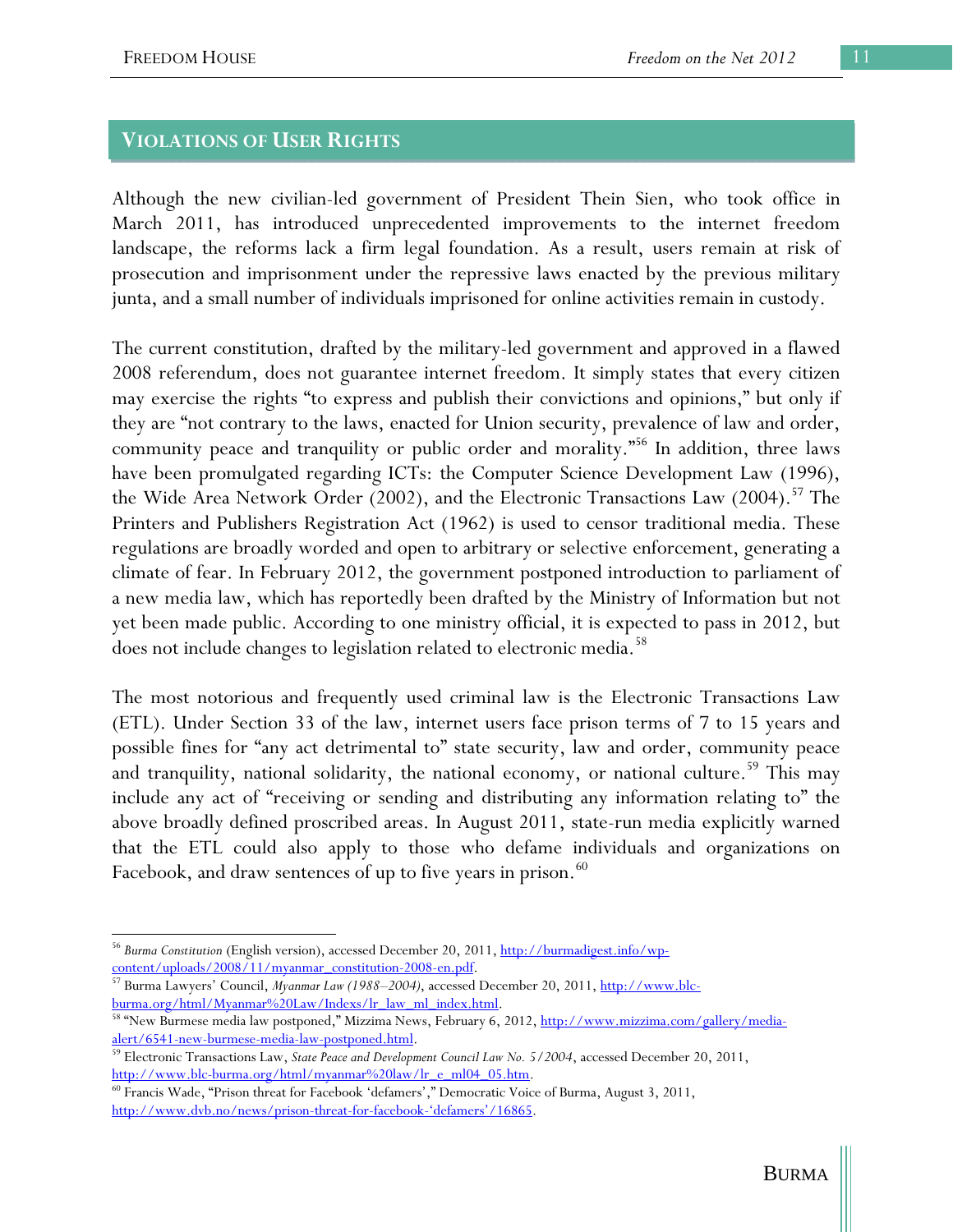## VIOLATIONS OF USER RIGHTS

Although the new civilian-led government of President Thein Sien, who took office in March 2011, has introduced unprecedented improvements to the internet freedom landscape, the reforms lack a firm legal foundation. As a result, users remain at risk of prosecution and imprisonment under the repressive laws enacted by the previous military junta, and a small number of individuals imprisoned for online activities remain in custody.

The current constitution, drafted by the military-led government and approved in a flawed 2008 referendum, does not guarantee internet freedom. It simply states that every citizen may exercise the rights "to express and publish their convictions and opinions," but only if they are "not contrary to the laws, enacted for Union security, prevalence of law and order, community peace and tranquility or public order and morality."[56] In addition, three laws have been promulgated regarding ICTs: the Computer Science Development Law (1996), the Wide Area Network Order (2002), and the Electronic Transactions Law (2004).[57] The Printers and Publishers Registration Act (1962) is used to censor traditional media. These regulations are broadly worded and open to arbitrary or selective enforcement, generating a climate of fear. In February 2012, the government postponed introduction to parliament of a new media law, which has reportedly been drafted by the Ministry of Information but not yet been made public. According to one ministry official, it is expected to pass in 2012, but does not include changes to legislation related to electronic media.[58]

The most notorious and frequently used criminal law is the Electronic Transactions Law (ETL). Under Section 33 of the law, internet users face prison terms of 7 to 15 years and possible fines for "any act detrimental to" state security, law and order, community peace and tranquility, national solidarity, the national economy, or national culture.[59] This may include any act of "receiving or sending and distributing any information relating to" the above broadly defined proscribed areas. In August 2011, state-run media explicitly warned that the ETL could also apply to those who defame individuals and organizations on Facebook, and draw sentences of up to five years in prison.[60]

---

[56] *Burma Constitution* (English version), accessed December 20, 2011, http://burmadigest.info/wp-content/uploads/2008/11/myanmar_constitution-2008-en.pdf.

[57] Burma Lawyers' Council, *Myanmar Law (1988–2004)*, accessed December 20, 2011, http://www.blc-burma.org/html/Myanmar%20Law/Indexs/lr_law_ml_index.html.

[58] "New Burmese media law postponed," Mizzima News, February 6, 2012, http://www.mizzima.com/gallery/media-alert/6541-new-burmese-media-law-postponed.html.

[59] Electronic Transactions Law, *State Peace and Development Council Law No. 5/2004*, accessed December 20, 2011, http://www.blc-burma.org/html/myanmar%20law/lr_e_ml04_05.htm.

[60] Francis Wade, "Prison threat for Facebook 'defamers'," Democratic Voice of Burma, August 3, 2011, http://www.dvb.no/news/prison-threat-for-facebook-'defamers'/16865.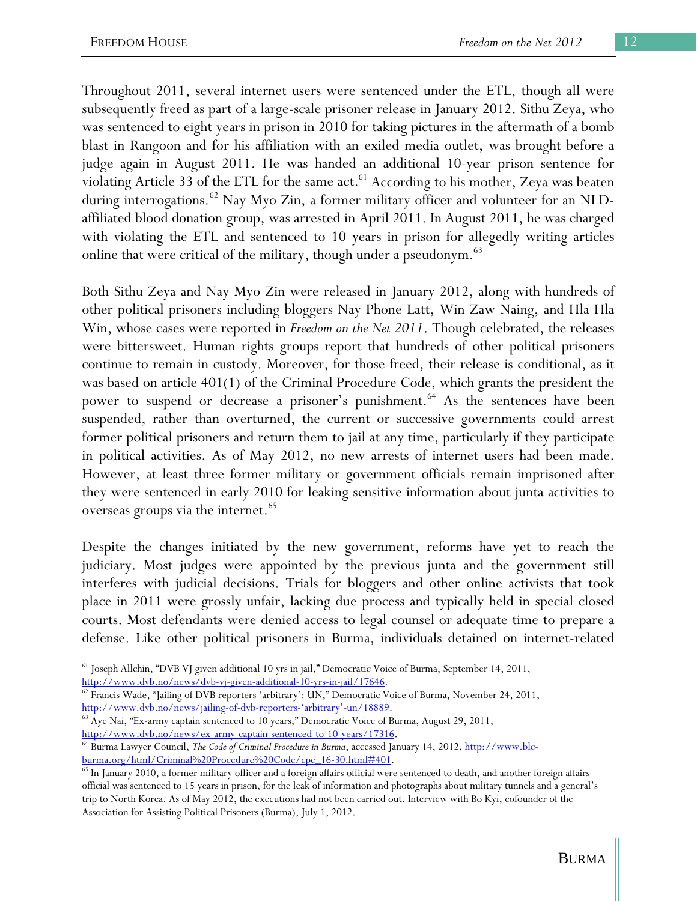Throughout 2011, several internet users were sentenced under the ETL, though all were subsequently freed as part of a large-scale prisoner release in January 2012. Sithu Zeya, who was sentenced to eight years in prison in 2010 for taking pictures in the aftermath of a bomb blast in Rangoon and for his affiliation with an exiled media outlet, was brought before a judge again in August 2011. He was handed an additional 10-year prison sentence for violating Article 33 of the ETL for the same act.[61] According to his mother, Zeya was beaten during interrogations.[62] Nay Myo Zin, a former military officer and volunteer for an NLD-affiliated blood donation group, was arrested in April 2011. In August 2011, he was charged with violating the ETL and sentenced to 10 years in prison for allegedly writing articles online that were critical of the military, though under a pseudonym.[63]

Both Sithu Zeya and Nay Myo Zin were released in January 2012, along with hundreds of other political prisoners including bloggers Nay Phone Latt, Win Zaw Naing, and Hla Hla Win, whose cases were reported in *Freedom on the Net 2011*. Though celebrated, the releases were bittersweet. Human rights groups report that hundreds of other political prisoners continue to remain in custody. Moreover, for those freed, their release is conditional, as it was based on article 401(1) of the Criminal Procedure Code, which grants the president the power to suspend or decrease a prisoner's punishment.[64] As the sentences have been suspended, rather than overturned, the current or successive governments could arrest former political prisoners and return them to jail at any time, particularly if they participate in political activities. As of May 2012, no new arrests of internet users had been made. However, at least three former military or government officials remain imprisoned after they were sentenced in early 2010 for leaking sensitive information about junta activities to overseas groups via the internet.[65]

Despite the changes initiated by the new government, reforms have yet to reach the judiciary. Most judges were appointed by the previous junta and the government still interferes with judicial decisions. Trials for bloggers and other online activists that took place in 2011 were grossly unfair, lacking due process and typically held in special closed courts. Most defendants were denied access to legal counsel or adequate time to prepare a defense. Like other political prisoners in Burma, individuals detained on internet-related

---

[61] Joseph Allchin, "DVB VJ given additional 10 yrs in jail," Democratic Voice of Burma, September 14, 2011, http://www.dvb.no/news/dvb-vj-given-additional-10-yrs-in-jail/17646.

[62] Francis Wade, "Jailing of DVB reporters 'arbitrary': UN," Democratic Voice of Burma, November 24, 2011, http://www.dvb.no/news/jailing-of-dvb-reporters-'arbitrary'-un/18889.

[63] Aye Nai, "Ex-army captain sentenced to 10 years," Democratic Voice of Burma, August 29, 2011, http://www.dvb.no/news/ex-army-captain-sentenced-to-10-years/17316.

[64] Burma Lawyer Council, *The Code of Criminal Procedure in Burma*, accessed January 14, 2012, http://www.blc-burma.org/html/Criminal%20Procedure%20Code/cpc_16-30.html#401.

[65] In January 2010, a former military officer and a foreign affairs official were sentenced to death, and another foreign affairs official was sentenced to 15 years in prison, for the leak of information and photographs about military tunnels and a general's trip to North Korea. As of May 2012, the executions had not been carried out. Interview with Bo Kyi, cofounder of the Association for Assisting Political Prisoners (Burma), July 1, 2012.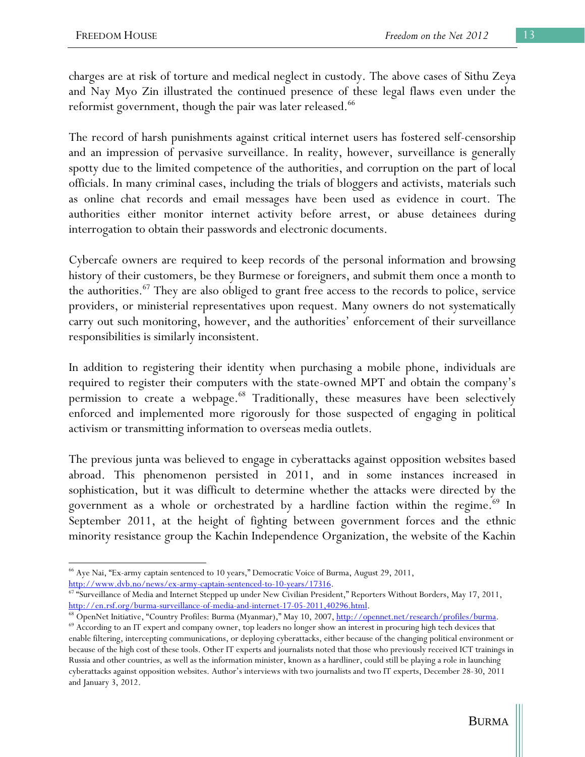charges are at risk of torture and medical neglect in custody. The above cases of Sithu Zeya and Nay Myo Zin illustrated the continued presence of these legal flaws even under the reformist government, though the pair was later released.[66]

The record of harsh punishments against critical internet users has fostered self-censorship and an impression of pervasive surveillance. In reality, however, surveillance is generally spotty due to the limited competence of the authorities, and corruption on the part of local officials. In many criminal cases, including the trials of bloggers and activists, materials such as online chat records and email messages have been used as evidence in court. The authorities either monitor internet activity before arrest, or abuse detainees during interrogation to obtain their passwords and electronic documents.

Cybercafe owners are required to keep records of the personal information and browsing history of their customers, be they Burmese or foreigners, and submit them once a month to the authorities.[67] They are also obliged to grant free access to the records to police, service providers, or ministerial representatives upon request. Many owners do not systematically carry out such monitoring, however, and the authorities' enforcement of their surveillance responsibilities is similarly inconsistent.

In addition to registering their identity when purchasing a mobile phone, individuals are required to register their computers with the state-owned MPT and obtain the company's permission to create a webpage.[68] Traditionally, these measures have been selectively enforced and implemented more rigorously for those suspected of engaging in political activism or transmitting information to overseas media outlets.

The previous junta was believed to engage in cyberattacks against opposition websites based abroad. This phenomenon persisted in 2011, and in some instances increased in sophistication, but it was difficult to determine whether the attacks were directed by the government as a whole or orchestrated by a hardline faction within the regime.[69] In September 2011, at the height of fighting between government forces and the ethnic minority resistance group the Kachin Independence Organization, the website of the Kachin

---

[66] Aye Nai, "Ex-army captain sentenced to 10 years," Democratic Voice of Burma, August 29, 2011, http://www.dvb.no/news/ex-army-captain-sentenced-to-10-years/17316.

[67] "Surveillance of Media and Internet Stepped up under New Civilian President," Reporters Without Borders, May 17, 2011, http://en.rsf.org/burma-surveillance-of-media-and-internet-17-05-2011,40296.html.

[68] OpenNet Initiative, "Country Profiles: Burma (Myanmar)," May 10, 2007, http://opennet.net/research/profiles/burma.

[69] According to an IT expert and company owner, top leaders no longer show an interest in procuring high tech devices that enable filtering, intercepting communications, or deploying cyberattacks, either because of the changing political environment or because of the high cost of these tools. Other IT experts and journalists noted that those who previously received ICT trainings in Russia and other countries, as well as the information minister, known as a hardliner, could still be playing a role in launching cyberattacks against opposition websites. Author's interviews with two journalists and two IT experts, December 28-30, 2011 and January 3, 2012.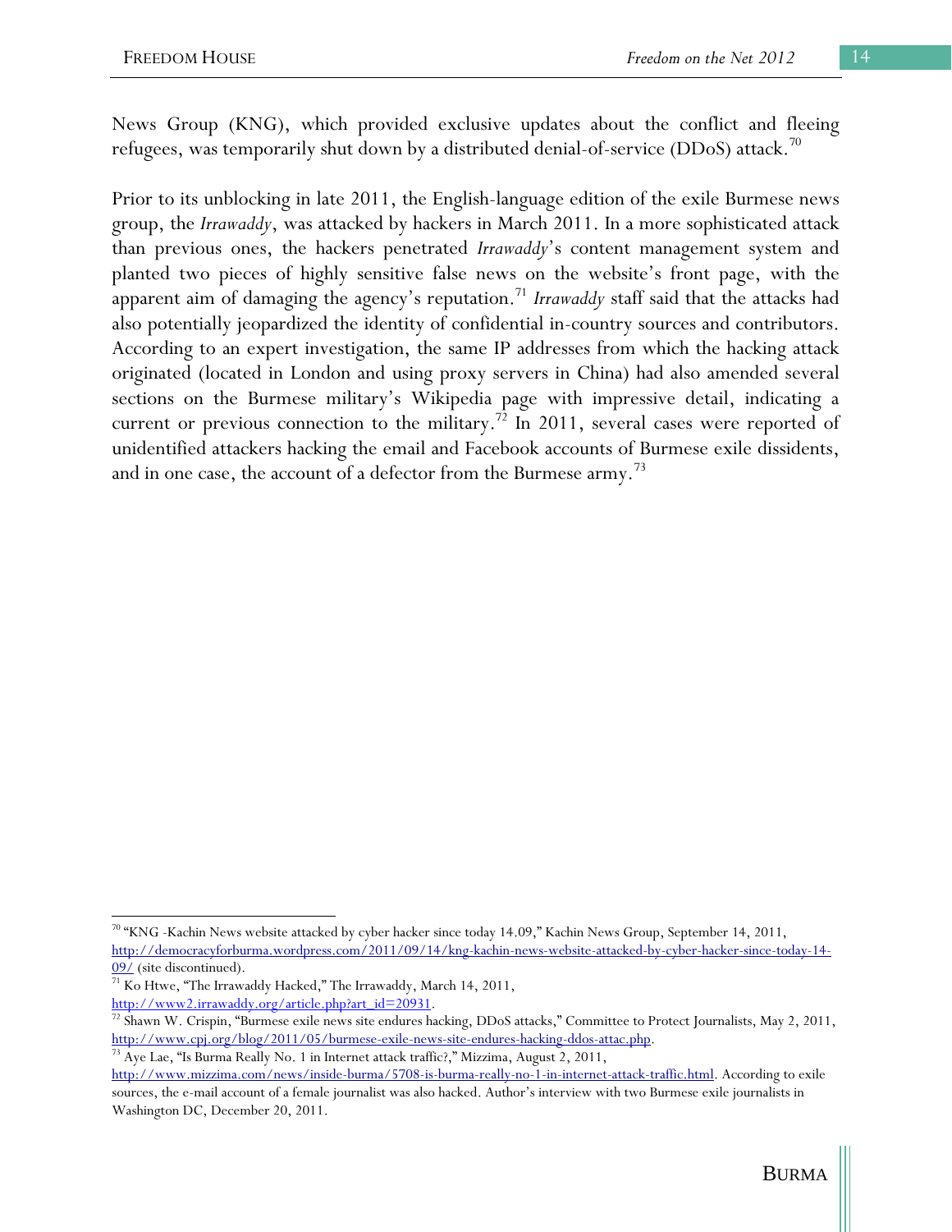News Group (KNG), which provided exclusive updates about the conflict and fleeing refugees, was temporarily shut down by a distributed denial-of-service (DDoS) attack.[70]

Prior to its unblocking in late 2011, the English-language edition of the exile Burmese news group, the *Irrawaddy*, was attacked by hackers in March 2011. In a more sophisticated attack than previous ones, the hackers penetrated *Irrawaddy*'s content management system and planted two pieces of highly sensitive false news on the website's front page, with the apparent aim of damaging the agency's reputation.[71] *Irrawaddy* staff said that the attacks had also potentially jeopardized the identity of confidential in-country sources and contributors. According to an expert investigation, the same IP addresses from which the hacking attack originated (located in London and using proxy servers in China) had also amended several sections on the Burmese military's Wikipedia page with impressive detail, indicating a current or previous connection to the military.[72] In 2011, several cases were reported of unidentified attackers hacking the email and Facebook accounts of Burmese exile dissidents, and in one case, the account of a defector from the Burmese army.[73]

---

[70] "KNG -Kachin News website attacked by cyber hacker since today 14.09," Kachin News Group, September 14, 2011, http://democracyforburma.wordpress.com/2011/09/14/kng-kachin-news-website-attacked-by-cyber-hacker-since-today-14-09/ (site discontinued).

[71] Ko Htwe, "The Irrawaddy Hacked," The Irrawaddy, March 14, 2011, http://www2.irrawaddy.org/article.php?art_id=20931.

[72] Shawn W. Crispin, "Burmese exile news site endures hacking, DDoS attacks," Committee to Protect Journalists, May 2, 2011, http://www.cpj.org/blog/2011/05/burmese-exile-news-site-endures-hacking-ddos-attac.php.

[73] Aye Lae, "Is Burma Really No. 1 in Internet attack traffic?," Mizzima, August 2, 2011, http://www.mizzima.com/news/inside-burma/5708-is-burma-really-no-1-in-internet-attack-traffic.html. According to exile sources, the e-mail account of a female journalist was also hacked. Author's interview with two Burmese exile journalists in Washington DC, December 20, 2011.